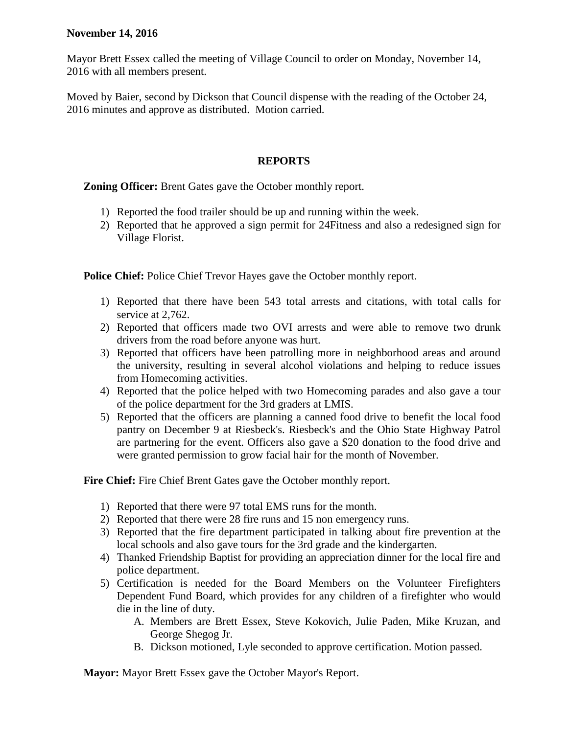**November 14, 2016**

Mayor Brett Essex called the meeting of Village Council to order on Monday, November 14, 2016 with all members present.

Moved by Baier, second by Dickson that Council dispense with the reading of the October 24, 2016 minutes and approve as distributed. Motion carried.

## REPORTS

**Zoning Officer:** Brent Gates gave the October monthly report.

1) Reported the food trailer should be up and running within the week.
2) Reported that he approved a sign permit for 24Fitness and also a redesigned sign for Village Florist.

**Police Chief:** Police Chief Trevor Hayes gave the October monthly report.

1) Reported that there have been 543 total arrests and citations, with total calls for service at 2,762.
2) Reported that officers made two OVI arrests and were able to remove two drunk drivers from the road before anyone was hurt.
3) Reported that officers have been patrolling more in neighborhood areas and around the university, resulting in several alcohol violations and helping to reduce issues from Homecoming activities.
4) Reported that the police helped with two Homecoming parades and also gave a tour of the police department for the 3rd graders at LMIS.
5) Reported that the officers are planning a canned food drive to benefit the local food pantry on December 9 at Riesbeck's. Riesbeck's and the Ohio State Highway Patrol are partnering for the event. Officers also gave a $20 donation to the food drive and were granted permission to grow facial hair for the month of November.

**Fire Chief:** Fire Chief Brent Gates gave the October monthly report.

1) Reported that there were 97 total EMS runs for the month.
2) Reported that there were 28 fire runs and 15 non emergency runs.
3) Reported that the fire department participated in talking about fire prevention at the local schools and also gave tours for the 3rd grade and the kindergarten.
4) Thanked Friendship Baptist for providing an appreciation dinner for the local fire and police department.
5) Certification is needed for the Board Members on the Volunteer Firefighters Dependent Fund Board, which provides for any children of a firefighter who would die in the line of duty.
    A. Members are Brett Essex, Steve Kokovich, Julie Paden, Mike Kruzan, and George Shegog Jr.
    B. Dickson motioned, Lyle seconded to approve certification. Motion passed.

**Mayor:** Mayor Brett Essex gave the October Mayor's Report.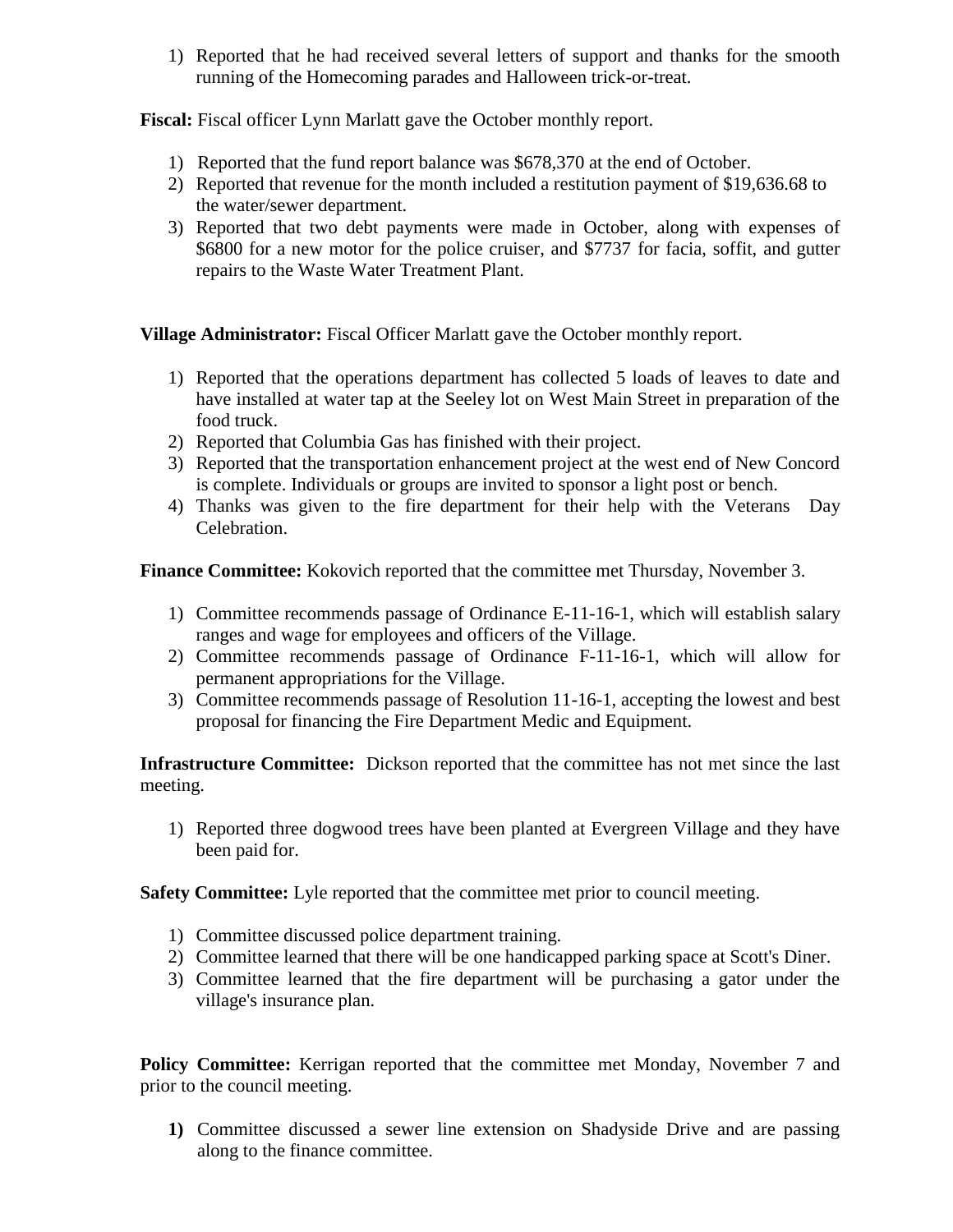1) Reported that he had received several letters of support and thanks for the smooth running of the Homecoming parades and Halloween trick-or-treat.

**Fiscal:** Fiscal officer Lynn Marlatt gave the October monthly report.

1) Reported that the fund report balance was $678,370 at the end of October.
2) Reported that revenue for the month included a restitution payment of $19,636.68 to the water/sewer department.
3) Reported that two debt payments were made in October, along with expenses of $6800 for a new motor for the police cruiser, and $7737 for facia, soffit, and gutter repairs to the Waste Water Treatment Plant.

**Village Administrator:** Fiscal Officer Marlatt gave the October monthly report.

1) Reported that the operations department has collected 5 loads of leaves to date and have installed at water tap at the Seeley lot on West Main Street in preparation of the food truck.
2) Reported that Columbia Gas has finished with their project.
3) Reported that the transportation enhancement project at the west end of New Concord is complete. Individuals or groups are invited to sponsor a light post or bench.
4) Thanks was given to the fire department for their help with the Veterans Day Celebration.

**Finance Committee:** Kokovich reported that the committee met Thursday, November 3.

1) Committee recommends passage of Ordinance E-11-16-1, which will establish salary ranges and wage for employees and officers of the Village.
2) Committee recommends passage of Ordinance F-11-16-1, which will allow for permanent appropriations for the Village.
3) Committee recommends passage of Resolution 11-16-1, accepting the lowest and best proposal for financing the Fire Department Medic and Equipment.

**Infrastructure Committee:** Dickson reported that the committee has not met since the last meeting.

1) Reported three dogwood trees have been planted at Evergreen Village and they have been paid for.

**Safety Committee:** Lyle reported that the committee met prior to council meeting.

1) Committee discussed police department training.
2) Committee learned that there will be one handicapped parking space at Scott's Diner.
3) Committee learned that the fire department will be purchasing a gator under the village's insurance plan.

**Policy Committee:** Kerrigan reported that the committee met Monday, November 7 and prior to the council meeting.

1) Committee discussed a sewer line extension on Shadyside Drive and are passing along to the finance committee.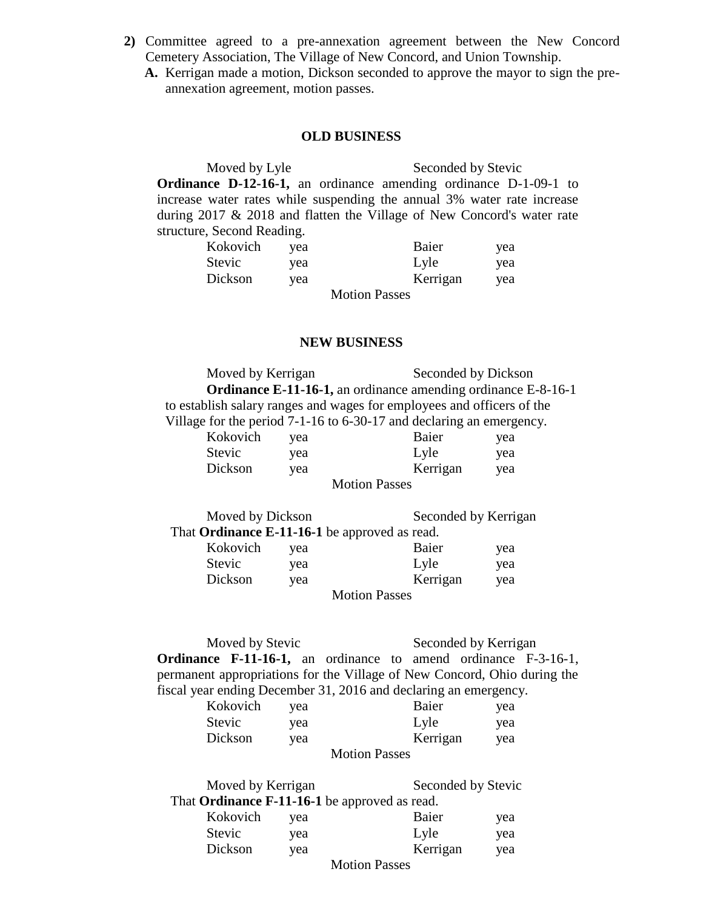2) Committee agreed to a pre-annexation agreement between the New Concord Cemetery Association, The Village of New Concord, and Union Township.

   A. Kerrigan made a motion, Dickson seconded to approve the mayor to sign the pre-annexation agreement, motion passes.

## OLD BUSINESS

Moved by Lyle Seconded by Stevic

**Ordinance D-12-16-1,** an ordinance amending ordinance D-1-09-1 to increase water rates while suspending the annual 3% water rate increase during 2017 & 2018 and flatten the Village of New Concord's water rate structure, Second Reading.

| | | | |
|---|---|---|---|
| Kokovich | yea | Baier | yea |
| Stevic | yea | Lyle | yea |
| Dickson | yea | Kerrigan | yea |

Motion Passes

## NEW BUSINESS

Moved by Kerrigan Seconded by Dickson

**Ordinance E-11-16-1,** an ordinance amending ordinance E-8-16-1 to establish salary ranges and wages for employees and officers of the Village for the period 7-1-16 to 6-30-17 and declaring an emergency.

| | | | |
|---|---|---|---|
| Kokovich | yea | Baier | yea |
| Stevic | yea | Lyle | yea |
| Dickson | yea | Kerrigan | yea |

Motion Passes

Moved by Dickson Seconded by Kerrigan

That **Ordinance E-11-16-1** be approved as read.

| | | | |
|---|---|---|---|
| Kokovich | yea | Baier | yea |
| Stevic | yea | Lyle | yea |
| Dickson | yea | Kerrigan | yea |

Motion Passes

Moved by Stevic Seconded by Kerrigan

**Ordinance F-11-16-1,** an ordinance to amend ordinance F-3-16-1, permanent appropriations for the Village of New Concord, Ohio during the fiscal year ending December 31, 2016 and declaring an emergency.

| | | | |
|---|---|---|---|
| Kokovich | yea | Baier | yea |
| Stevic | yea | Lyle | yea |
| Dickson | yea | Kerrigan | yea |

Motion Passes

Moved by Kerrigan Seconded by Stevic

That **Ordinance F-11-16-1** be approved as read.

| | | | |
|---|---|---|---|
| Kokovich | yea | Baier | yea |
| Stevic | yea | Lyle | yea |
| Dickson | yea | Kerrigan | yea |

Motion Passes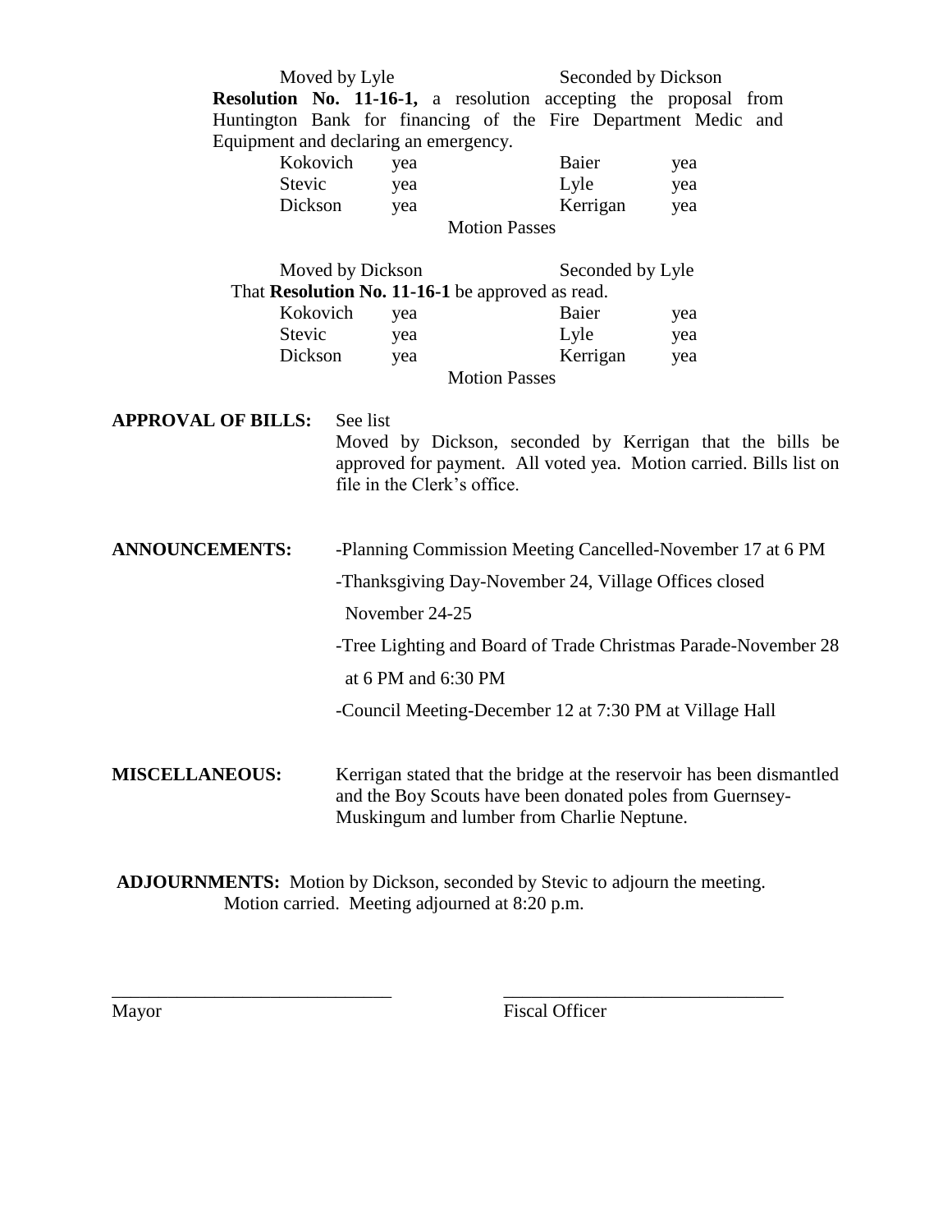Moved by Lyle Seconded by Dickson

**Resolution No. 11-16-1,** a resolution accepting the proposal from Huntington Bank for financing of the Fire Department Medic and Equipment and declaring an emergency.

| | | | |
|---|---|---|---|
| Kokovich | yea | Baier | yea |
| Stevic | yea | Lyle | yea |
| Dickson | yea | Kerrigan | yea |

Motion Passes

Moved by Dickson Seconded by Lyle

That **Resolution No. 11-16-1** be approved as read.

| | | | |
|---|---|---|---|
| Kokovich | yea | Baier | yea |
| Stevic | yea | Lyle | yea |
| Dickson | yea | Kerrigan | yea |

Motion Passes

**APPROVAL OF BILLS:** See list
Moved by Dickson, seconded by Kerrigan that the bills be approved for payment. All voted yea. Motion carried. Bills list on file in the Clerk's office.

**ANNOUNCEMENTS:**

- Planning Commission Meeting Cancelled-November 17 at 6 PM
- Thanksgiving Day-November 24, Village Offices closed November 24-25
- Tree Lighting and Board of Trade Christmas Parade-November 28 at 6 PM and 6:30 PM
- Council Meeting-December 12 at 7:30 PM at Village Hall

**MISCELLANEOUS:** Kerrigan stated that the bridge at the reservoir has been dismantled and the Boy Scouts have been donated poles from Guernsey-Muskingum and lumber from Charlie Neptune.

**ADJOURNMENTS:** Motion by Dickson, seconded by Stevic to adjourn the meeting. Motion carried. Meeting adjourned at 8:20 p.m.

\_\_\_\_\_\_\_\_\_\_\_\_\_\_\_\_\_\_\_\_\_\_\_\_\_\_\_\_\_\_ \_\_\_\_\_\_\_\_\_\_\_\_\_\_\_\_\_\_\_\_\_\_\_\_\_\_\_\_\_\_

Mayor Fiscal Officer